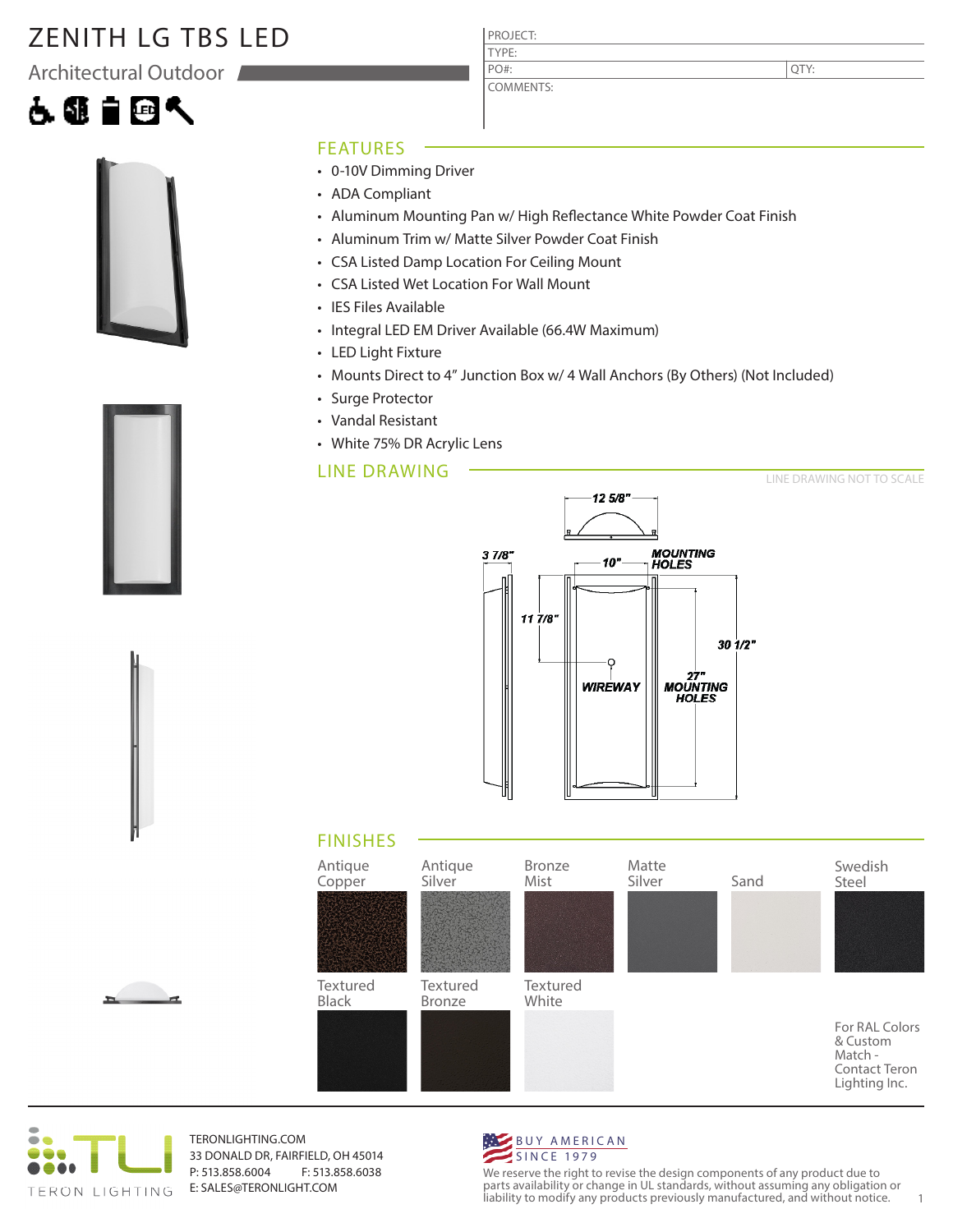# ZENITH LG TBS LED

Architectural Outdoor

| PROJECT: | |
|---|---|
| TYPE: | |
| PO#: | QTY: |
| COMMENTS: | |

## FEATURES

- 0-10V Dimming Driver
- ADA Compliant
- Aluminum Mounting Pan w/ High Reflectance White Powder Coat Finish
- Aluminum Trim w/ Matte Silver Powder Coat Finish
- CSA Listed Damp Location For Ceiling Mount
- CSA Listed Wet Location For Wall Mount
- IES Files Available
- Integral LED EM Driver Available (66.4W Maximum)
- LED Light Fixture
- Mounts Direct to 4" Junction Box w/ 4 Wall Anchors (By Others) (Not Included)
- Surge Protector
- Vandal Resistant
- White 75% DR Acrylic Lens

## LINE DRAWING

LINE DRAWING NOT TO SCALE

12 5/8"

3 7/8"

10"

MOUNTING HOLES

11 7/8"

30 1/2"

WIREWAY

27" MOUNTING HOLES

## FINISHES

| Antique Copper | Antique Silver | Bronze Mist | Matte Silver | Sand | Swedish Steel |
|---|---|---|---|---|---|
| Textured Black | Textured Bronze | Textured White | | | For RAL Colors & Custom Match - Contact Teron Lighting Inc. |

TERON LIGHTING

TERONLIGHTING.COM
33 DONALD DR, FAIRFIELD, OH 45014
P: 513.858.6004 F: 513.858.6038
E: SALES@TERONLIGHT.COM

BUY AMERICAN SINCE 1979

We reserve the right to revise the design components of any product due to parts availability or change in UL standards, without assuming any obligation or liability to modify any products previously manufactured, and without notice.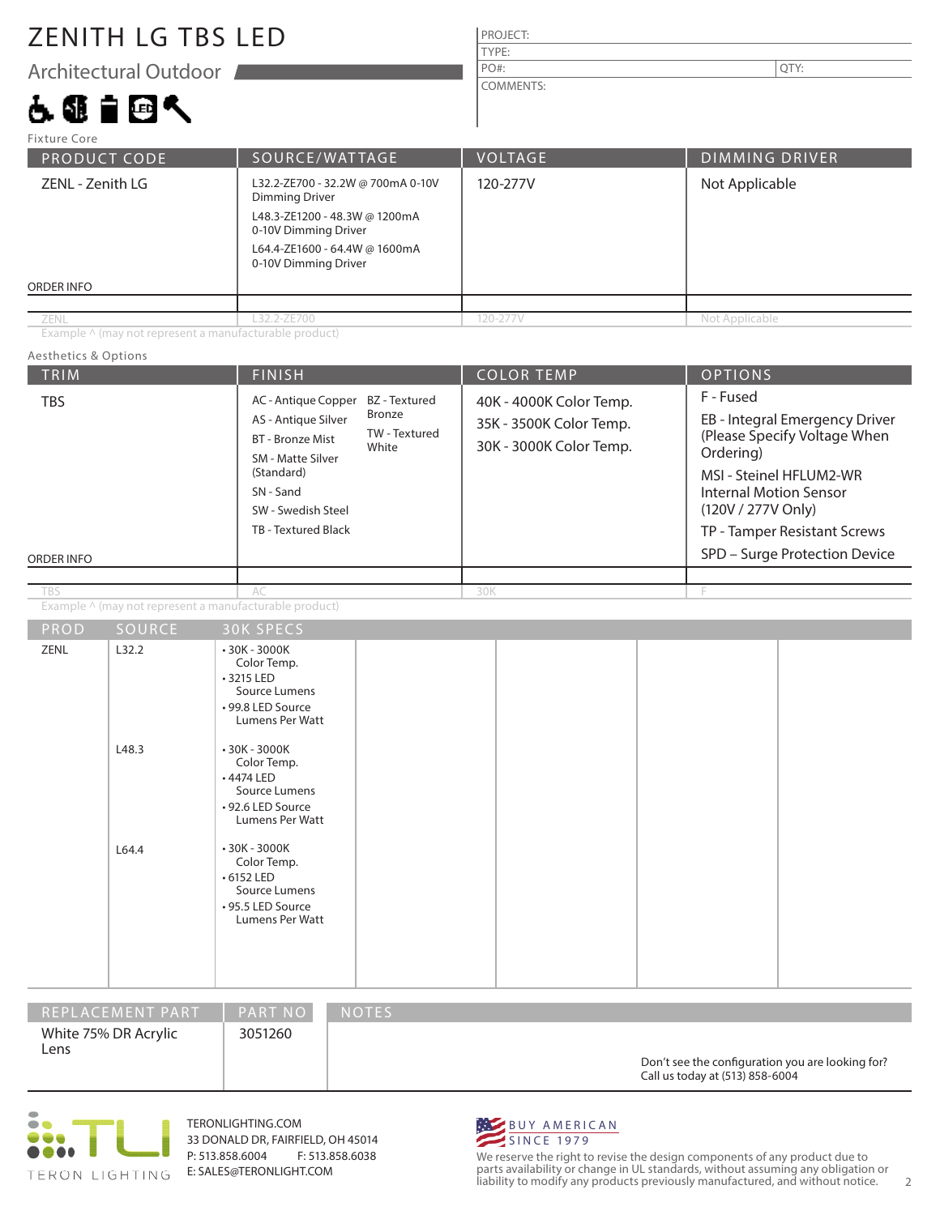# ZENITH LG TBS LED

Architectual Outdoor

| PROJECT: | |
|---|---|
| TYPE: | |
| PO#: | QTY: |
| COMMENTS: | |

Fixture Core

| PRODUCT CODE | SOURCE/WATTAGE | VOLTAGE | DIMMING DRIVER |
|---|---|---|---|
| ZENL - Zenith LG | L32.2-ZE700 - 32.2W @ 700mA 0-10V Dimming Driver<br>L48.3-ZE1200 - 48.3W @ 1200mA 0-10V Dimming Driver<br>L64.4-ZE1600 - 64.4W @ 1600mA 0-10V Dimming Driver | 120-277V | Not Applicable |
| ORDER INFO | | | |
| ZENL | L32.2-ZE700 | 120-277V | Not Applicable |

Example ^ (may not represent a manufacturable product)

Aesthetics & Options

| TRIM | FINISH | COLOR TEMP | OPTIONS |
|---|---|---|---|
| TBS | AC - Antique Copper<br>AS - Antique Silver<br>BT - Bronze Mist<br>SM - Matte Silver (Standard)<br>SN - Sand<br>SW - Swedish Steel<br>TB - Textured Black<br>BZ - Textured Bronze<br>TW - Textured White | 40K - 4000K Color Temp.<br>35K - 3500K Color Temp.<br>30K - 3000K Color Temp. | F - Fused<br>EB - Integral Emergency Driver (Please Specify Voltage When Ordering)<br>MSI - Steinel HFLUM2-WR Internal Motion Sensor (120V / 277V Only)<br>TP - Tamper Resistant Screws<br>SPD – Surge Protection Device |
| ORDER INFO | | | |
| TBS | AC | 30K | F |

Example ^ (may not represent a manufacturable product)

| PROD | SOURCE | 30K SPECS |
|---|---|---|
| ZENL | L32.2 | • 30K - 3000K Color Temp.<br>• 3215 LED Source Lumens<br>• 99.8 LED Source Lumens Per Watt |
| | L48.3 | • 30K - 3000K Color Temp.<br>• 4474 LED Source Lumens<br>• 92.6 LED Source Lumens Per Watt |
| | L64.4 | • 30K - 3000K Color Temp.<br>• 6152 LED Source Lumens<br>• 95.5 LED Source Lumens Per Watt |

| REPLACEMENT PART | PART NO | NOTES |
|---|---|---|
| White 75% DR Acrylic Lens | 3051260 | |

Don't see the configuration you are looking for? Call us today at (513) 858-6004

TERON LIGHTING

TERONLIGHTING.COM
33 DONALD DR, FAIRFIELD, OH 45014
P: 513.858.6004 F: 513.858.6038
E: SALES@TERONLIGHT.COM

BUY AMERICAN SINCE 1979

We reserve the right to revise the design components of any product due to parts availability or change in UL standards, without assuming any obligation or liability to modify any products previously manufactured, and without notice.